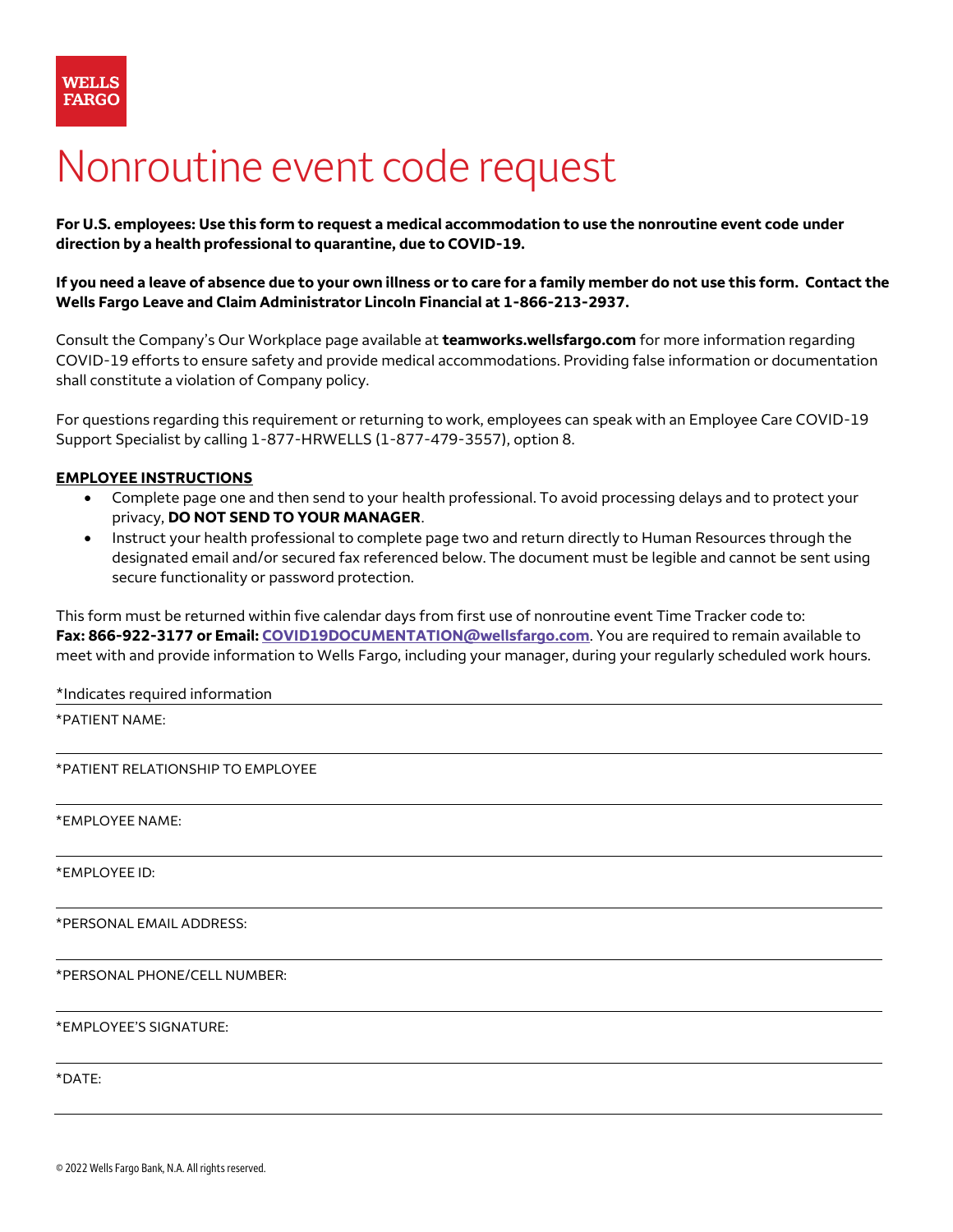WELLS FARGO

# Nonroutine event code request

**For U.S. employees: Use this form to request a medical accommodation to use the nonroutine event code under direction by a health professional to quarantine, due to COVID-19.**

**If you need a leave of absence due to your own illness or to care for a family member do not use this form. Contact the Wells Fargo Leave and Claim Administrator Lincoln Financial at 1-866-213-2937.**

Consult the Company's Our Workplace page available at **teamworks.wellsfargo.com** for more information regarding COVID-19 efforts to ensure safety and provide medical accommodations. Providing false information or documentation shall constitute a violation of Company policy.

For questions regarding this requirement or returning to work, employees can speak with an Employee Care COVID-19 Support Specialist by calling 1-877-HRWELLS (1-877-479-3557), option 8.

**EMPLOYEE INSTRUCTIONS**

- Complete page one and then send to your health professional. To avoid processing delays and to protect your privacy, **DO NOT SEND TO YOUR MANAGER**.
- Instruct your health professional to complete page two and return directly to Human Resources through the designated email and/or secured fax referenced below. The document must be legible and cannot be sent using secure functionality or password protection.

This form must be returned within five calendar days from first use of nonroutine event Time Tracker code to:
**Fax: 866-922-3177 or Email: COVID19DOCUMENTATION@wellsfargo.com**. You are required to remain available to meet with and provide information to Wells Fargo, including your manager, during your regularly scheduled work hours.

*Indicates required information

*PATIENT NAME:

*PATIENT RELATIONSHIP TO EMPLOYEE

*EMPLOYEE NAME:

*EMPLOYEE ID:

*PERSONAL EMAIL ADDRESS:

*PERSONAL PHONE/CELL NUMBER:

*EMPLOYEE'S SIGNATURE:

*DATE:

© 2022 Wells Fargo Bank, N.A. All rights reserved.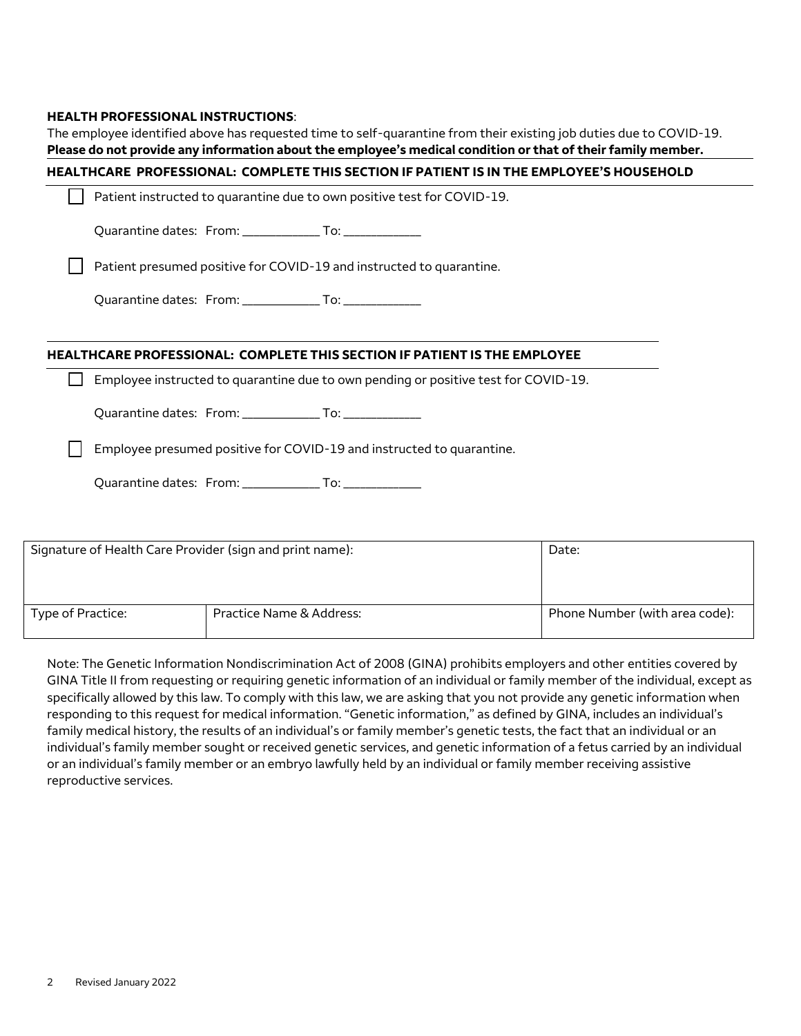**HEALTH PROFESSIONAL INSTRUCTIONS**:

The employee identified above has requested time to self-quarantine from their existing job duties due to COVID-19. **Please do not provide any information about the employee's medical condition or that of their family member.**

**HEALTHCARE PROFESSIONAL: COMPLETE THIS SECTION IF PATIENT IS IN THE EMPLOYEE'S HOUSEHOLD**

☐ Patient instructed to quarantine due to own positive test for COVID-19.

Quarantine dates: From: ___________ To: ___________

☐ Patient presumed positive for COVID-19 and instructed to quarantine.

Quarantine dates: From: ___________ To: ___________

**HEALTHCARE PROFESSIONAL: COMPLETE THIS SECTION IF PATIENT IS THE EMPLOYEE**

☐ Employee instructed to quarantine due to own pending or positive test for COVID-19.

Quarantine dates: From: ___________ To: ___________

☐ Employee presumed positive for COVID-19 and instructed to quarantine.

Quarantine dates: From: ___________ To: ___________

| | | |
|---|---|---|
| Signature of Health Care Provider (sign and print name): | | Date: |
| Type of Practice: | Practice Name & Address: | Phone Number (with area code): |

Note: The Genetic Information Nondiscrimination Act of 2008 (GINA) prohibits employers and other entities covered by GINA Title II from requesting or requiring genetic information of an individual or family member of the individual, except as specifically allowed by this law. To comply with this law, we are asking that you not provide any genetic information when responding to this request for medical information. "Genetic information," as defined by GINA, includes an individual's family medical history, the results of an individual's or family member's genetic tests, the fact that an individual or an individual's family member sought or received genetic services, and genetic information of a fetus carried by an individual or an individual's family member or an embryo lawfully held by an individual or family member receiving assistive reproductive services.

Revised January 2022